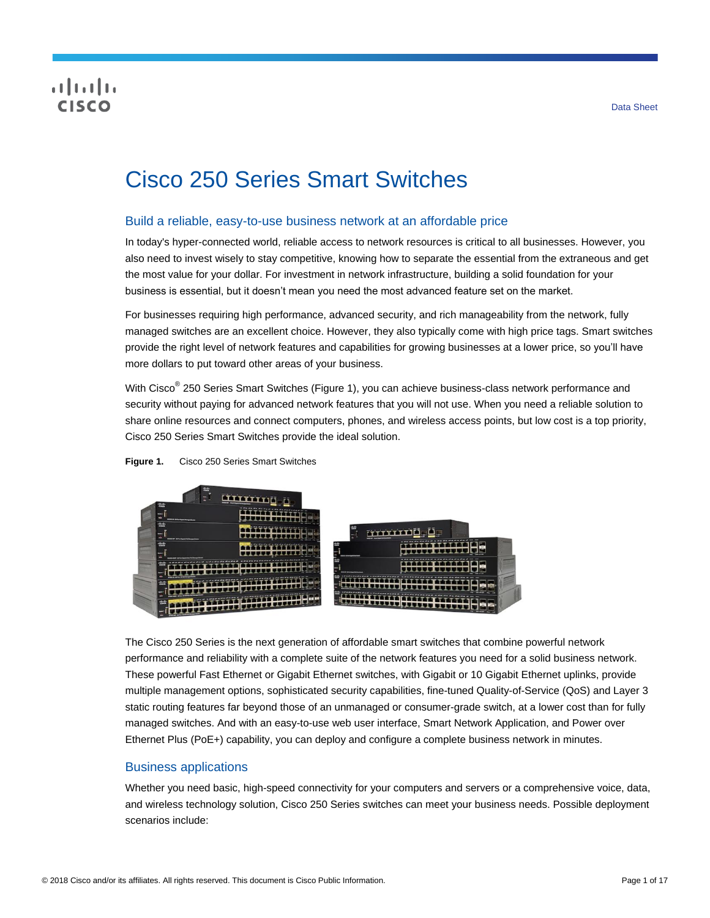Data Sheet

# Cisco 250 Series Smart Switches

## Build a reliable, easy-to-use business network at an affordable price

In today's hyper-connected world, reliable access to network resources is critical to all businesses. However, you also need to invest wisely to stay competitive, knowing how to separate the essential from the extraneous and get the most value for your dollar. For investment in network infrastructure, building a solid foundation for your business is essential, but it doesn't mean you need the most advanced feature set on the market.

For businesses requiring high performance, advanced security, and rich manageability from the network, fully managed switches are an excellent choice. However, they also typically come with high price tags. Smart switches provide the right level of network features and capabilities for growing businesses at a lower price, so you'll have more dollars to put toward other areas of your business.

With Cisco® 250 Series Smart Switches (Figure 1), you can achieve business-class network performance and security without paying for advanced network features that you will not use. When you need a reliable solution to share online resources and connect computers, phones, and wireless access points, but low cost is a top priority, Cisco 250 Series Smart Switches provide the ideal solution.

**Figure 1.** Cisco 250 Series Smart Switches

The Cisco 250 Series is the next generation of affordable smart switches that combine powerful network performance and reliability with a complete suite of the network features you need for a solid business network. These powerful Fast Ethernet or Gigabit Ethernet switches, with Gigabit or 10 Gigabit Ethernet uplinks, provide multiple management options, sophisticated security capabilities, fine-tuned Quality-of-Service (QoS) and Layer 3 static routing features far beyond those of an unmanaged or consumer-grade switch, at a lower cost than for fully managed switches. And with an easy-to-use web user interface, Smart Network Application, and Power over Ethernet Plus (PoE+) capability, you can deploy and configure a complete business network in minutes.

## Business applications

Whether you need basic, high-speed connectivity for your computers and servers or a comprehensive voice, data, and wireless technology solution, Cisco 250 Series switches can meet your business needs. Possible deployment scenarios include: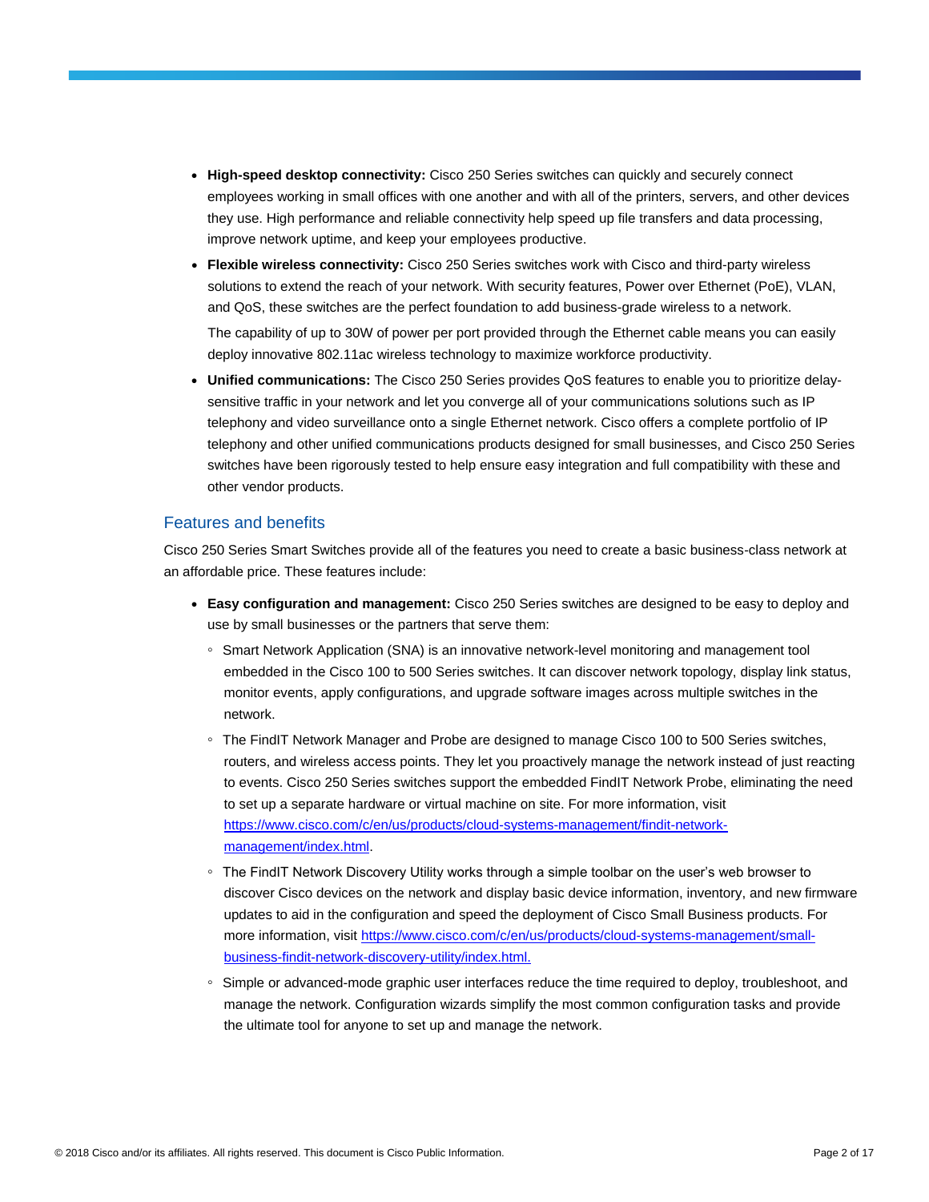- **High-speed desktop connectivity:** Cisco 250 Series switches can quickly and securely connect employees working in small offices with one another and with all of the printers, servers, and other devices they use. High performance and reliable connectivity help speed up file transfers and data processing, improve network uptime, and keep your employees productive.
- **Flexible wireless connectivity:** Cisco 250 Series switches work with Cisco and third-party wireless solutions to extend the reach of your network. With security features, Power over Ethernet (PoE), VLAN, and QoS, these switches are the perfect foundation to add business-grade wireless to a network.

  The capability of up to 30W of power per port provided through the Ethernet cable means you can easily deploy innovative 802.11ac wireless technology to maximize workforce productivity.
- **Unified communications:** The Cisco 250 Series provides QoS features to enable you to prioritize delay-sensitive traffic in your network and let you converge all of your communications solutions such as IP telephony and video surveillance onto a single Ethernet network. Cisco offers a complete portfolio of IP telephony and other unified communications products designed for small businesses, and Cisco 250 Series switches have been rigorously tested to help ensure easy integration and full compatibility with these and other vendor products.

## Features and benefits

Cisco 250 Series Smart Switches provide all of the features you need to create a basic business-class network at an affordable price. These features include:

- **Easy configuration and management:** Cisco 250 Series switches are designed to be easy to deploy and use by small businesses or the partners that serve them:
  - Smart Network Application (SNA) is an innovative network-level monitoring and management tool embedded in the Cisco 100 to 500 Series switches. It can discover network topology, display link status, monitor events, apply configurations, and upgrade software images across multiple switches in the network.
  - The FindIT Network Manager and Probe are designed to manage Cisco 100 to 500 Series switches, routers, and wireless access points. They let you proactively manage the network instead of just reacting to events. Cisco 250 Series switches support the embedded FindIT Network Probe, eliminating the need to set up a separate hardware or virtual machine on site. For more information, visit https://www.cisco.com/c/en/us/products/cloud-systems-management/findit-network-management/index.html.
  - The FindIT Network Discovery Utility works through a simple toolbar on the user's web browser to discover Cisco devices on the network and display basic device information, inventory, and new firmware updates to aid in the configuration and speed the deployment of Cisco Small Business products. For more information, visit https://www.cisco.com/c/en/us/products/cloud-systems-management/small-business-findit-network-discovery-utility/index.html.
  - Simple or advanced-mode graphic user interfaces reduce the time required to deploy, troubleshoot, and manage the network. Configuration wizards simplify the most common configuration tasks and provide the ultimate tool for anyone to set up and manage the network.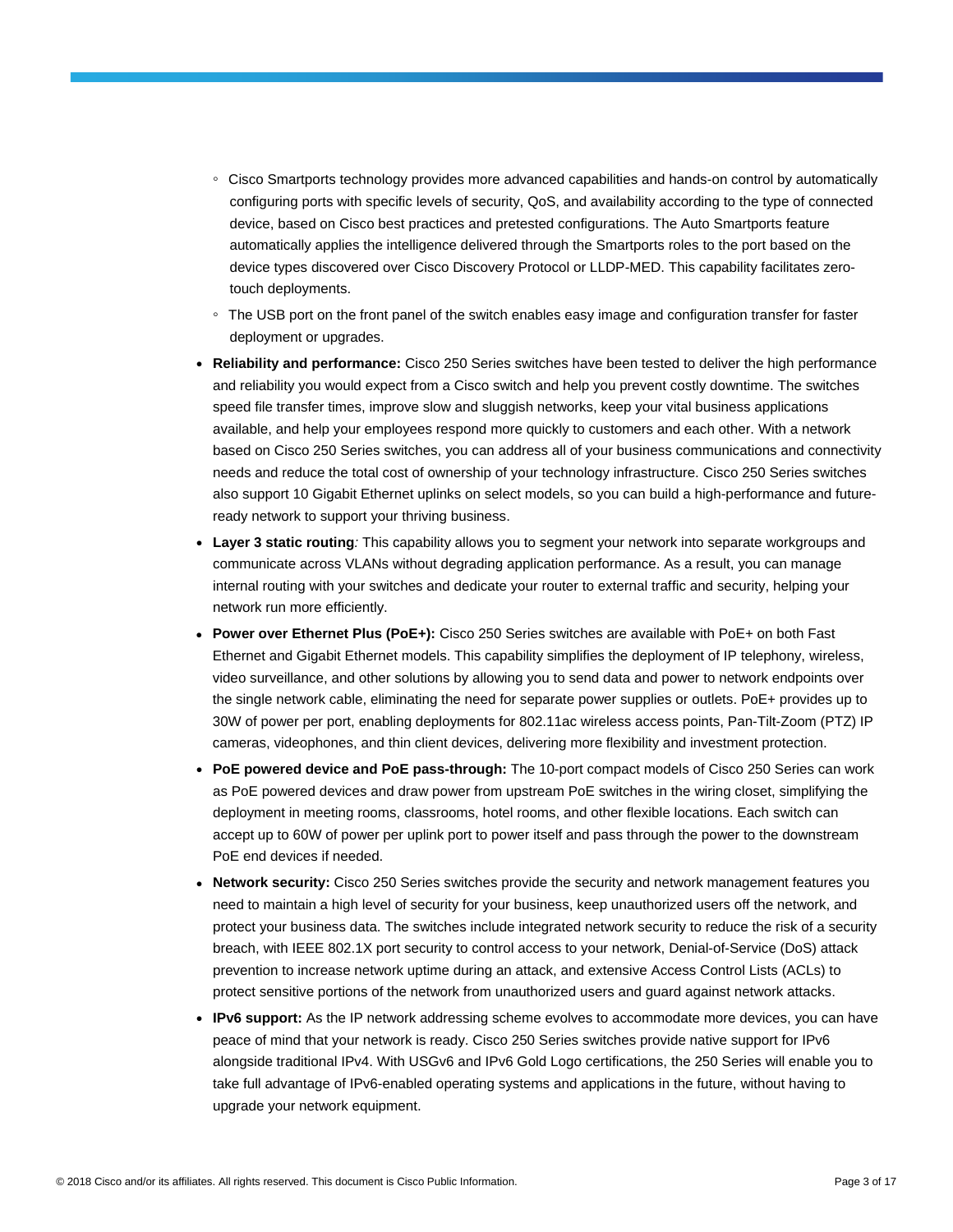- Cisco Smartports technology provides more advanced capabilities and hands-on control by automatically configuring ports with specific levels of security, QoS, and availability according to the type of connected device, based on Cisco best practices and pretested configurations. The Auto Smartports feature automatically applies the intelligence delivered through the Smartports roles to the port based on the device types discovered over Cisco Discovery Protocol or LLDP-MED. This capability facilitates zero-touch deployments.
  - The USB port on the front panel of the switch enables easy image and configuration transfer for faster deployment or upgrades.
- **Reliability and performance:** Cisco 250 Series switches have been tested to deliver the high performance and reliability you would expect from a Cisco switch and help you prevent costly downtime. The switches speed file transfer times, improve slow and sluggish networks, keep your vital business applications available, and help your employees respond more quickly to customers and each other. With a network based on Cisco 250 Series switches, you can address all of your business communications and connectivity needs and reduce the total cost of ownership of your technology infrastructure. Cisco 250 Series switches also support 10 Gigabit Ethernet uplinks on select models, so you can build a high-performance and future-ready network to support your thriving business.
- **Layer 3 static routing***:* This capability allows you to segment your network into separate workgroups and communicate across VLANs without degrading application performance. As a result, you can manage internal routing with your switches and dedicate your router to external traffic and security, helping your network run more efficiently.
- **Power over Ethernet Plus (PoE+):** Cisco 250 Series switches are available with PoE+ on both Fast Ethernet and Gigabit Ethernet models. This capability simplifies the deployment of IP telephony, wireless, video surveillance, and other solutions by allowing you to send data and power to network endpoints over the single network cable, eliminating the need for separate power supplies or outlets. PoE+ provides up to 30W of power per port, enabling deployments for 802.11ac wireless access points, Pan-Tilt-Zoom (PTZ) IP cameras, videophones, and thin client devices, delivering more flexibility and investment protection.
- **PoE powered device and PoE pass-through:** The 10-port compact models of Cisco 250 Series can work as PoE powered devices and draw power from upstream PoE switches in the wiring closet, simplifying the deployment in meeting rooms, classrooms, hotel rooms, and other flexible locations. Each switch can accept up to 60W of power per uplink port to power itself and pass through the power to the downstream PoE end devices if needed.
- **Network security:** Cisco 250 Series switches provide the security and network management features you need to maintain a high level of security for your business, keep unauthorized users off the network, and protect your business data. The switches include integrated network security to reduce the risk of a security breach, with IEEE 802.1X port security to control access to your network, Denial-of-Service (DoS) attack prevention to increase network uptime during an attack, and extensive Access Control Lists (ACLs) to protect sensitive portions of the network from unauthorized users and guard against network attacks.
- **IPv6 support:** As the IP network addressing scheme evolves to accommodate more devices, you can have peace of mind that your network is ready. Cisco 250 Series switches provide native support for IPv6 alongside traditional IPv4. With USGv6 and IPv6 Gold Logo certifications, the 250 Series will enable you to take full advantage of IPv6-enabled operating systems and applications in the future, without having to upgrade your network equipment.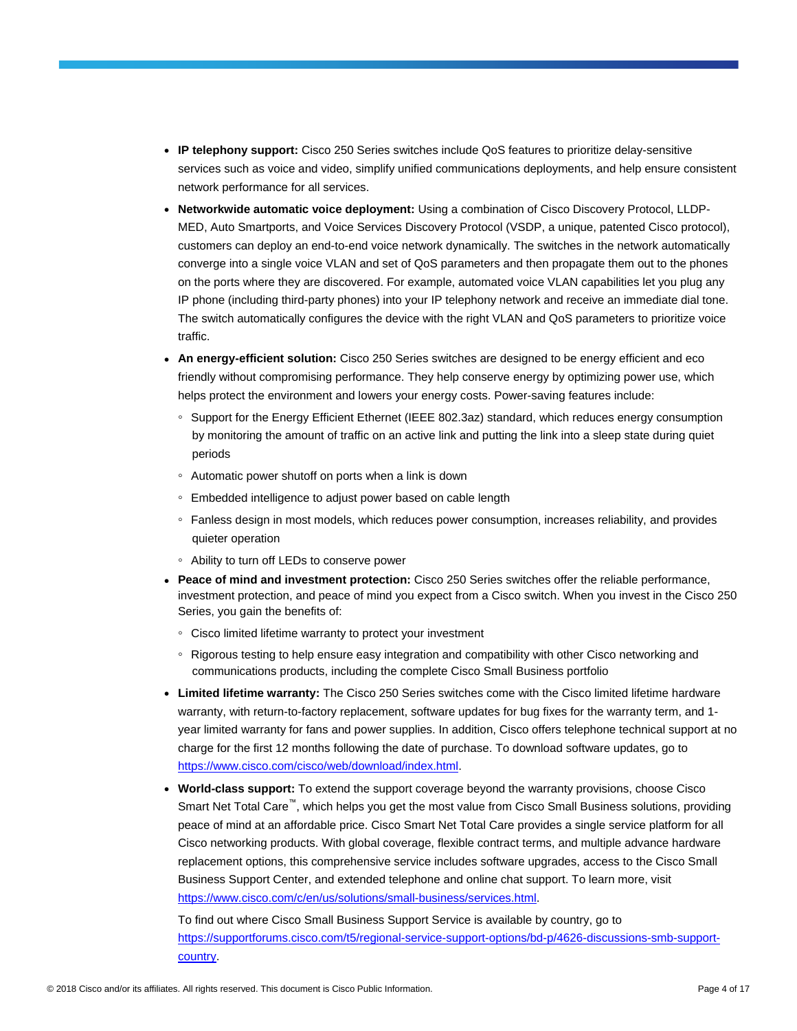- **IP telephony support:** Cisco 250 Series switches include QoS features to prioritize delay-sensitive services such as voice and video, simplify unified communications deployments, and help ensure consistent network performance for all services.
- **Networkwide automatic voice deployment:** Using a combination of Cisco Discovery Protocol, LLDP-MED, Auto Smartports, and Voice Services Discovery Protocol (VSDP, a unique, patented Cisco protocol), customers can deploy an end-to-end voice network dynamically. The switches in the network automatically converge into a single voice VLAN and set of QoS parameters and then propagate them out to the phones on the ports where they are discovered. For example, automated voice VLAN capabilities let you plug any IP phone (including third-party phones) into your IP telephony network and receive an immediate dial tone. The switch automatically configures the device with the right VLAN and QoS parameters to prioritize voice traffic.
- **An energy-efficient solution:** Cisco 250 Series switches are designed to be energy efficient and eco friendly without compromising performance. They help conserve energy by optimizing power use, which helps protect the environment and lowers your energy costs. Power-saving features include:
  - Support for the Energy Efficient Ethernet (IEEE 802.3az) standard, which reduces energy consumption by monitoring the amount of traffic on an active link and putting the link into a sleep state during quiet periods
  - Automatic power shutoff on ports when a link is down
  - Embedded intelligence to adjust power based on cable length
  - Fanless design in most models, which reduces power consumption, increases reliability, and provides quieter operation
  - Ability to turn off LEDs to conserve power
- **Peace of mind and investment protection:** Cisco 250 Series switches offer the reliable performance, investment protection, and peace of mind you expect from a Cisco switch. When you invest in the Cisco 250 Series, you gain the benefits of:
  - Cisco limited lifetime warranty to protect your investment
  - Rigorous testing to help ensure easy integration and compatibility with other Cisco networking and communications products, including the complete Cisco Small Business portfolio
- **Limited lifetime warranty:** The Cisco 250 Series switches come with the Cisco limited lifetime hardware warranty, with return-to-factory replacement, software updates for bug fixes for the warranty term, and 1-year limited warranty for fans and power supplies. In addition, Cisco offers telephone technical support at no charge for the first 12 months following the date of purchase. To download software updates, go to https://www.cisco.com/cisco/web/download/index.html.
- **World-class support:** To extend the support coverage beyond the warranty provisions, choose Cisco Smart Net Total Care™, which helps you get the most value from Cisco Small Business solutions, providing peace of mind at an affordable price. Cisco Smart Net Total Care provides a single service platform for all Cisco networking products. With global coverage, flexible contract terms, and multiple advance hardware replacement options, this comprehensive service includes software upgrades, access to the Cisco Small Business Support Center, and extended telephone and online chat support. To learn more, visit https://www.cisco.com/c/en/us/solutions/small-business/services.html.

  To find out where Cisco Small Business Support Service is available by country, go to https://supportforums.cisco.com/t5/regional-service-support-options/bd-p/4626-discussions-smb-support-country.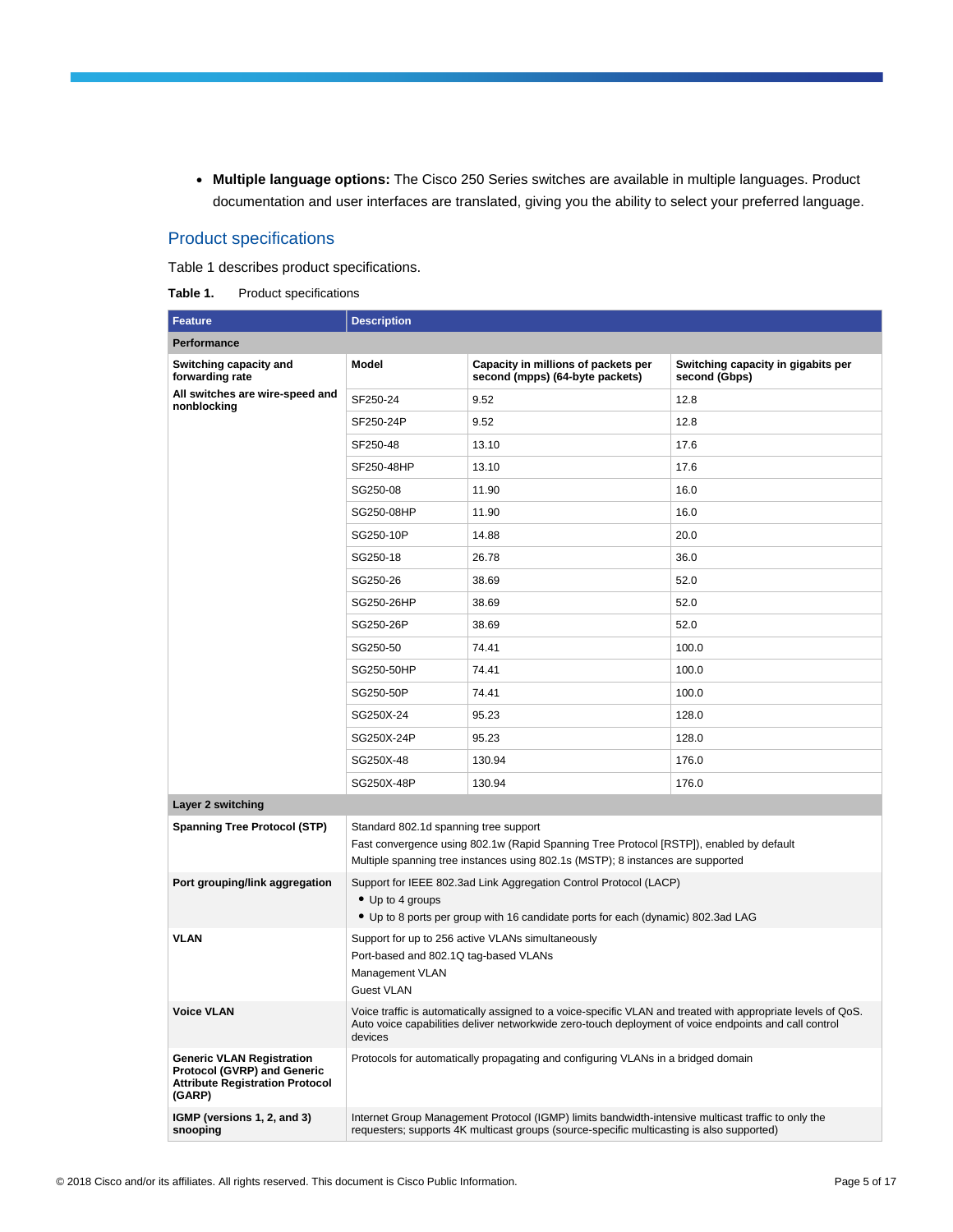- **Multiple language options:** The Cisco 250 Series switches are available in multiple languages. Product documentation and user interfaces are translated, giving you the ability to select your preferred language.

## Product specifications

Table 1 describes product specifications.

**Table 1.** Product specifications

| Feature | Description | | |
|---|---|---|---|
| **Performance** | | | |
| **Switching capacity and forwarding rate** | **Model** | **Capacity in millions of packets per second (mpps) (64-byte packets)** | **Switching capacity in gigabits per second (Gbps)** |
| **All switches are wire-speed and nonblocking** | SF250-24 | 9.52 | 12.8 |
| | SF250-24P | 9.52 | 12.8 |
| | SF250-48 | 13.10 | 17.6 |
| | SF250-48HP | 13.10 | 17.6 |
| | SG250-08 | 11.90 | 16.0 |
| | SG250-08HP | 11.90 | 16.0 |
| | SG250-10P | 14.88 | 20.0 |
| | SG250-18 | 26.78 | 36.0 |
| | SG250-26 | 38.69 | 52.0 |
| | SG250-26HP | 38.69 | 52.0 |
| | SG250-26P | 38.69 | 52.0 |
| | SG250-50 | 74.41 | 100.0 |
| | SG250-50HP | 74.41 | 100.0 |
| | SG250-50P | 74.41 | 100.0 |
| | SG250X-24 | 95.23 | 128.0 |
| | SG250X-24P | 95.23 | 128.0 |
| | SG250X-48 | 130.94 | 176.0 |
| | SG250X-48P | 130.94 | 176.0 |
| **Layer 2 switching** | | | |
| **Spanning Tree Protocol (STP)** | Standard 802.1d spanning tree support<br>Fast convergence using 802.1w (Rapid Spanning Tree Protocol [RSTP]), enabled by default<br>Multiple spanning tree instances using 802.1s (MSTP); 8 instances are supported | | |
| **Port grouping/link aggregation** | Support for IEEE 802.3ad Link Aggregation Control Protocol (LACP)<br>• Up to 4 groups<br>• Up to 8 ports per group with 16 candidate ports for each (dynamic) 802.3ad LAG | | |
| **VLAN** | Support for up to 256 active VLANs simultaneously<br>Port-based and 802.1Q tag-based VLANs<br>Management VLAN<br>Guest VLAN | | |
| **Voice VLAN** | Voice traffic is automatically assigned to a voice-specific VLAN and treated with appropriate levels of QoS. Auto voice capabilities deliver networkwide zero-touch deployment of voice endpoints and call control devices | | |
| **Generic VLAN Registration Protocol (GVRP) and Generic Attribute Registration Protocol (GARP)** | Protocols for automatically propagating and configuring VLANs in a bridged domain | | |
| **IGMP (versions 1, 2, and 3) snooping** | Internet Group Management Protocol (IGMP) limits bandwidth-intensive multicast traffic to only the requesters; supports 4K multicast groups (source-specific multicasting is also supported) | | |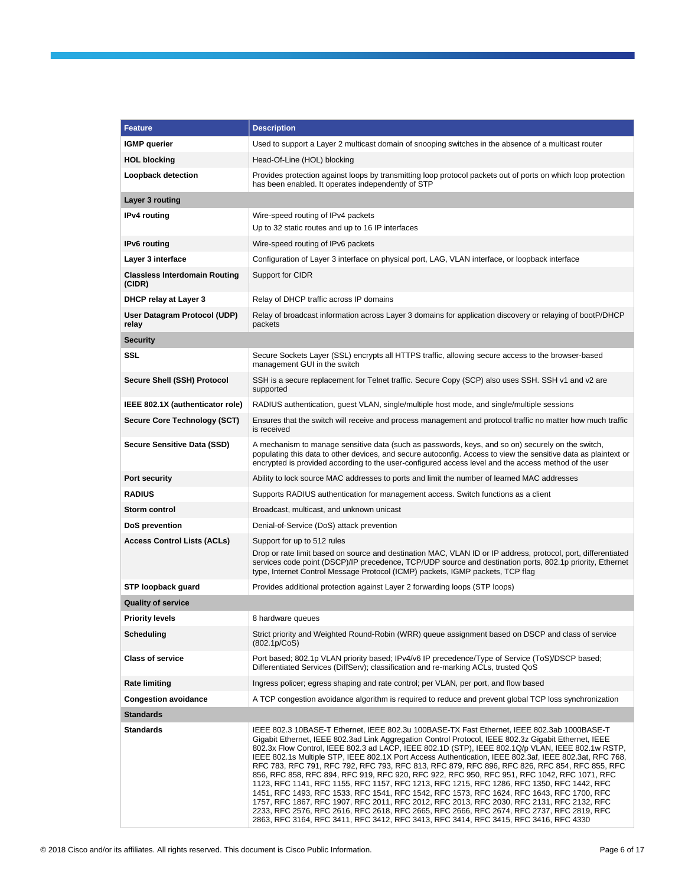| Feature | Description |
| --- | --- |
| **IGMP querier** | Used to support a Layer 2 multicast domain of snooping switches in the absence of a multicast router |
| **HOL blocking** | Head-Of-Line (HOL) blocking |
| **Loopback detection** | Provides protection against loops by transmitting loop protocol packets out of ports on which loop protection has been enabled. It operates independently of STP |
| **Layer 3 routing** | |
| **IPv4 routing** | Wire-speed routing of IPv4 packets<br>Up to 32 static routes and up to 16 IP interfaces |
| **IPv6 routing** | Wire-speed routing of IPv6 packets |
| **Layer 3 interface** | Configuration of Layer 3 interface on physical port, LAG, VLAN interface, or loopback interface |
| **Classless Interdomain Routing (CIDR)** | Support for CIDR |
| **DHCP relay at Layer 3** | Relay of DHCP traffic across IP domains |
| **User Datagram Protocol (UDP) relay** | Relay of broadcast information across Layer 3 domains for application discovery or relaying of bootP/DHCP packets |
| **Security** | |
| **SSL** | Secure Sockets Layer (SSL) encrypts all HTTPS traffic, allowing secure access to the browser-based management GUI in the switch |
| **Secure Shell (SSH) Protocol** | SSH is a secure replacement for Telnet traffic. Secure Copy (SCP) also uses SSH. SSH v1 and v2 are supported |
| **IEEE 802.1X (authenticator role)** | RADIUS authentication, guest VLAN, single/multiple host mode, and single/multiple sessions |
| **Secure Core Technology (SCT)** | Ensures that the switch will receive and process management and protocol traffic no matter how much traffic is received |
| **Secure Sensitive Data (SSD)** | A mechanism to manage sensitive data (such as passwords, keys, and so on) securely on the switch, populating this data to other devices, and secure autoconfig. Access to view the sensitive data as plaintext or encrypted is provided according to the user-configured access level and the access method of the user |
| **Port security** | Ability to lock source MAC addresses to ports and limit the number of learned MAC addresses |
| **RADIUS** | Supports RADIUS authentication for management access. Switch functions as a client |
| **Storm control** | Broadcast, multicast, and unknown unicast |
| **DoS prevention** | Denial-of-Service (DoS) attack prevention |
| **Access Control Lists (ACLs)** | Support for up to 512 rules<br>Drop or rate limit based on source and destination MAC, VLAN ID or IP address, protocol, port, differentiated services code point (DSCP)/IP precedence, TCP/UDP source and destination ports, 802.1p priority, Ethernet type, Internet Control Message Protocol (ICMP) packets, IGMP packets, TCP flag |
| **STP loopback guard** | Provides additional protection against Layer 2 forwarding loops (STP loops) |
| **Quality of service** | |
| **Priority levels** | 8 hardware queues |
| **Scheduling** | Strict priority and Weighted Round-Robin (WRR) queue assignment based on DSCP and class of service (802.1p/CoS) |
| **Class of service** | Port based; 802.1p VLAN priority based; IPv4/v6 IP precedence/Type of Service (ToS)/DSCP based; Differentiated Services (DiffServ); classification and re-marking ACLs, trusted QoS |
| **Rate limiting** | Ingress policer; egress shaping and rate control; per VLAN, per port, and flow based |
| **Congestion avoidance** | A TCP congestion avoidance algorithm is required to reduce and prevent global TCP loss synchronization |
| **Standards** | |
| **Standards** | IEEE 802.3 10BASE-T Ethernet, IEEE 802.3u 100BASE-TX Fast Ethernet, IEEE 802.3ab 1000BASE-T Gigabit Ethernet, IEEE 802.3ad Link Aggregation Control Protocol, IEEE 802.3z Gigabit Ethernet, IEEE 802.3x Flow Control, IEEE 802.3 ad LACP, IEEE 802.1D (STP), IEEE 802.1Q/p VLAN, IEEE 802.1w RSTP, IEEE 802.1s Multiple STP, IEEE 802.1X Port Access Authentication, IEEE 802.3af, IEEE 802.3at, RFC 768, RFC 783, RFC 791, RFC 792, RFC 793, RFC 813, RFC 879, RFC 896, RFC 826, RFC 854, RFC 855, RFC 856, RFC 858, RFC 894, RFC 919, RFC 920, RFC 922, RFC 950, RFC 951, RFC 1042, RFC 1071, RFC 1123, RFC 1141, RFC 1155, RFC 1157, RFC 1213, RFC 1215, RFC 1286, RFC 1350, RFC 1442, RFC 1451, RFC 1493, RFC 1533, RFC 1541, RFC 1542, RFC 1573, RFC 1624, RFC 1643, RFC 1700, RFC 1757, RFC 1867, RFC 1907, RFC 2011, RFC 2012, RFC 2013, RFC 2030, RFC 2131, RFC 2132, RFC 2233, RFC 2576, RFC 2616, RFC 2618, RFC 2665, RFC 2666, RFC 2674, RFC 2737, RFC 2819, RFC 2863, RFC 3164, RFC 3411, RFC 3412, RFC 3413, RFC 3414, RFC 3415, RFC 3416, RFC 4330 |

© 2018 Cisco and/or its affiliates. All rights reserved. This document is Cisco Public Information.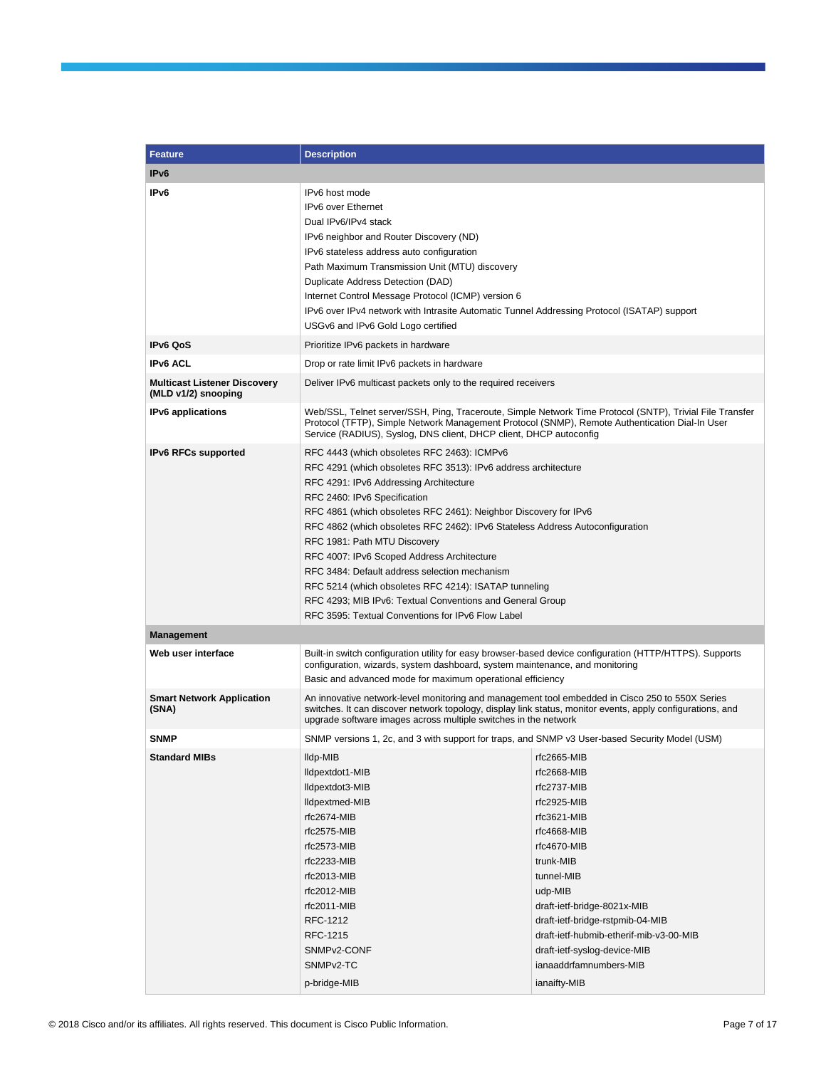| Feature | Description | |
|---|---|---|
| **IPv6** | | |
| **IPv6** | IPv6 host mode<br>IPv6 over Ethernet<br>Dual IPv6/IPv4 stack<br>IPv6 neighbor and Router Discovery (ND)<br>IPv6 stateless address auto configuration<br>Path Maximum Transmission Unit (MTU) discovery<br>Duplicate Address Detection (DAD)<br>Internet Control Message Protocol (ICMP) version 6<br>IPv6 over IPv4 network with Intrasite Automatic Tunnel Addressing Protocol (ISATAP) support<br>USGv6 and IPv6 Gold Logo certified | |
| **IPv6 QoS** | Prioritize IPv6 packets in hardware | |
| **IPv6 ACL** | Drop or rate limit IPv6 packets in hardware | |
| **Multicast Listener Discovery (MLD v1/2) snooping** | Deliver IPv6 multicast packets only to the required receivers | |
| **IPv6 applications** | Web/SSL, Telnet server/SSH, Ping, Traceroute, Simple Network Time Protocol (SNTP), Trivial File Transfer Protocol (TFTP), Simple Network Management Protocol (SNMP), Remote Authentication Dial-In User Service (RADIUS), Syslog, DNS client, DHCP client, DHCP autoconfig | |
| **IPv6 RFCs supported** | RFC 4443 (which obsoletes RFC 2463): ICMPv6<br>RFC 4291 (which obsoletes RFC 3513): IPv6 address architecture<br>RFC 4291: IPv6 Addressing Architecture<br>RFC 2460: IPv6 Specification<br>RFC 4861 (which obsoletes RFC 2461): Neighbor Discovery for IPv6<br>RFC 4862 (which obsoletes RFC 2462): IPv6 Stateless Address Autoconfiguration<br>RFC 1981: Path MTU Discovery<br>RFC 4007: IPv6 Scoped Address Architecture<br>RFC 3484: Default address selection mechanism<br>RFC 5214 (which obsoletes RFC 4214): ISATAP tunneling<br>RFC 4293; MIB IPv6: Textual Conventions and General Group<br>RFC 3595: Textual Conventions for IPv6 Flow Label | |
| **Management** | | |
| **Web user interface** | Built-in switch configuration utility for easy browser-based device configuration (HTTP/HTTPS). Supports configuration, wizards, system dashboard, system maintenance, and monitoring<br>Basic and advanced mode for maximum operational efficiency | |
| **Smart Network Application (SNA)** | An innovative network-level monitoring and management tool embedded in Cisco 250 to 550X Series switches. It can discover network topology, display link status, monitor events, apply configurations, and upgrade software images across multiple switches in the network | |
| **SNMP** | SNMP versions 1, 2c, and 3 with support for traps, and SNMP v3 User-based Security Model (USM) | |
| **Standard MIBs** | lldp-MIB<br>lldpextdot1-MIB<br>lldpextdot3-MIB<br>lldpextmed-MIB<br>rfc2674-MIB<br>rfc2575-MIB<br>rfc2573-MIB<br>rfc2233-MIB<br>rfc2013-MIB<br>rfc2012-MIB<br>rfc2011-MIB<br>RFC-1212<br>RFC-1215<br>SNMPv2-CONF<br>SNMPv2-TC<br>p-bridge-MIB | rfc2665-MIB<br>rfc2668-MIB<br>rfc2737-MIB<br>rfc2925-MIB<br>rfc3621-MIB<br>rfc4668-MIB<br>rfc4670-MIB<br>trunk-MIB<br>tunnel-MIB<br>udp-MIB<br>draft-ietf-bridge-8021x-MIB<br>draft-ietf-bridge-rstpmib-04-MIB<br>draft-ietf-hubmib-etherif-mib-v3-00-MIB<br>draft-ietf-syslog-device-MIB<br>ianaaddrfamnumbers-MIB<br>ianaifty-MIB |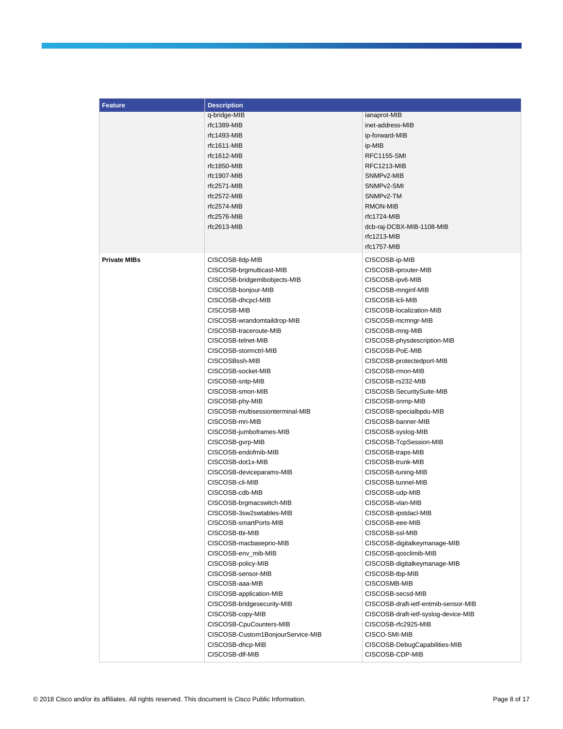| Feature | Description | |
|---|---|---|
| | q-bridge-MIB | ianaprot-MIB |
| | rfc1389-MIB | inet-address-MIB |
| | rfc1493-MIB | ip-forward-MIB |
| | rfc1611-MIB | ip-MIB |
| | rfc1612-MIB | RFC1155-SMI |
| | rfc1850-MIB | RFC1213-MIB |
| | rfc1907-MIB | SNMPv2-MIB |
| | rfc2571-MIB | SNMPv2-SMI |
| | rfc2572-MIB | SNMPv2-TM |
| | rfc2574-MIB | RMON-MIB |
| | rfc2576-MIB | rfc1724-MIB |
| | rfc2613-MIB | dcb-raj-DCBX-MIB-1108-MIB |
| | | rfc1213-MIB |
| | | rfc1757-MIB |
| **Private MIBs** | CISCOSB-lldp-MIB | CISCOSB-ip-MIB |
| | CISCOSB-brgmulticast-MIB | CISCOSB-iprouter-MIB |
| | CISCOSB-bridgemibobjects-MIB | CISCOSB-ipv6-MIB |
| | CISCOSB-bonjour-MIB | CISCOSB-mnginf-MIB |
| | CISCOSB-dhcpcl-MIB | CISCOSB-lcli-MIB |
| | CISCOSB-MIB | CISCOSB-localization-MIB |
| | CISCOSB-wrandomtaildrop-MIB | CISCOSB-mcmngr-MIB |
| | CISCOSB-traceroute-MIB | CISCOSB-mng-MIB |
| | CISCOSB-telnet-MIB | CISCOSB-physdescription-MIB |
| | CISCOSB-stormctrl-MIB | CISCOSB-PoE-MIB |
| | CISCOSBssh-MIB | CISCOSB-protectedport-MIB |
| | CISCOSB-socket-MIB | CISCOSB-rmon-MIB |
| | CISCOSB-sntp-MIB | CISCOSB-rs232-MIB |
| | CISCOSB-smon-MIB | CISCOSB-SecuritySuite-MIB |
| | CISCOSB-phy-MIB | CISCOSB-snmp-MIB |
| | CISCOSB-multisessionterminal-MIB | CISCOSB-specialbpdu-MIB |
| | CISCOSB-mri-MIB | CISCOSB-banner-MIB |
| | CISCOSB-jumboframes-MIB | CISCOSB-syslog-MIB |
| | CISCOSB-gvrp-MIB | CISCOSB-TcpSession-MIB |
| | CISCOSB-endofmib-MIB | CISCOSB-traps-MIB |
| | CISCOSB-dot1x-MIB | CISCOSB-trunk-MIB |
| | CISCOSB-deviceparams-MIB | CISCOSB-tuning-MIB |
| | CISCOSB-cli-MIB | CISCOSB-tunnel-MIB |
| | CISCOSB-cdb-MIB | CISCOSB-udp-MIB |
| | CISCOSB-brgmacswitch-MIB | CISCOSB-vlan-MIB |
| | CISCOSB-3sw2swtables-MIB | CISCOSB-ipstdacl-MIB |
| | CISCOSB-smartPorts-MIB | CISCOSB-eee-MIB |
| | CISCOSB-tbi-MIB | CISCOSB-ssl-MIB |
| | CISCOSB-macbaseprio-MIB | CISCOSB-digitalkeymanage-MIB |
| | CISCOSB-env_mib-MIB | CISCOSB-qosclimib-MIB |
| | CISCOSB-policy-MIB | CISCOSB-digitalkeymanage-MIB |
| | CISCOSB-sensor-MIB | CISCOSB-tbp-MIB |
| | CISCOSB-aaa-MIB | CISCOSMB-MIB |
| | CISCOSB-application-MIB | CISCOSB-secsd-MIB |
| | CISCOSB-bridgesecurity-MIB | CISCOSB-draft-ietf-entmib-sensor-MIB |
| | CISCOSB-copy-MIB | CISCOSB-draft-ietf-syslog-device-MIB |
| | CISCOSB-CpuCounters-MIB | CISCOSB-rfc2925-MIB |
| | CISCOSB-Custom1BonjourService-MIB | CISCO-SMI-MIB |
| | CISCOSB-dhcp-MIB | CISCOSB-DebugCapabilities-MIB |
| | CISCOSB-dlf-MIB | CISCOSB-CDP-MIB |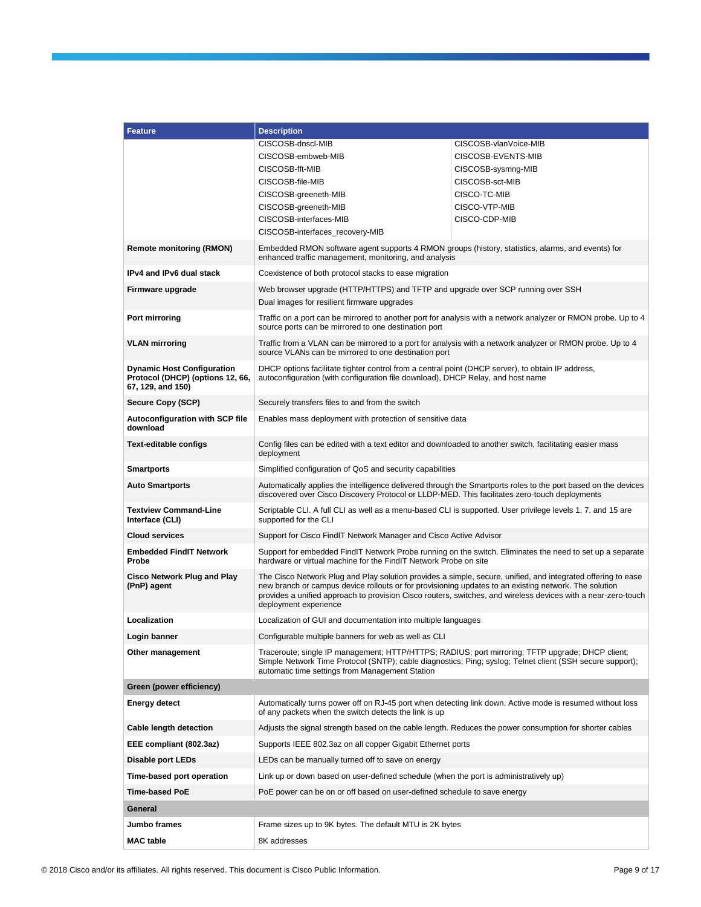| Feature | Description |
|---|---|
| | CISCOSB-dnscl-MIB<br>CISCOSB-embweb-MIB<br>CISCOSB-fft-MIB<br>CISCOSB-file-MIB<br>CISCOSB-greeneth-MIB<br>CISCOSB-greeneth-MIB<br>CISCOSB-interfaces-MIB<br>CISCOSB-interfaces_recovery-MIB<br>CISCOSB-vlanVoice-MIB<br>CISCOSB-EVENTS-MIB<br>CISCOSB-sysmng-MIB<br>CISCOSB-sct-MIB<br>CISCO-TC-MIB<br>CISCO-VTP-MIB<br>CISCO-CDP-MIB |
| **Remote monitoring (RMON)** | Embedded RMON software agent supports 4 RMON groups (history, statistics, alarms, and events) for enhanced traffic management, monitoring, and analysis |
| **IPv4 and IPv6 dual stack** | Coexistence of both protocol stacks to ease migration |
| **Firmware upgrade** | Web browser upgrade (HTTP/HTTPS) and TFTP and upgrade over SCP running over SSH<br>Dual images for resilient firmware upgrades |
| **Port mirroring** | Traffic on a port can be mirrored to another port for analysis with a network analyzer or RMON probe. Up to 4 source ports can be mirrored to one destination port |
| **VLAN mirroring** | Traffic from a VLAN can be mirrored to a port for analysis with a network analyzer or RMON probe. Up to 4 source VLANs can be mirrored to one destination port |
| **Dynamic Host Configuration Protocol (DHCP) (options 12, 66, 67, 129, and 150)** | DHCP options facilitate tighter control from a central point (DHCP server), to obtain IP address, autoconfiguration (with configuration file download), DHCP Relay, and host name |
| **Secure Copy (SCP)** | Securely transfers files to and from the switch |
| **Autoconfiguration with SCP file download** | Enables mass deployment with protection of sensitive data |
| **Text-editable configs** | Config files can be edited with a text editor and downloaded to another switch, facilitating easier mass deployment |
| **Smartports** | Simplified configuration of QoS and security capabilities |
| **Auto Smartports** | Automatically applies the intelligence delivered through the Smartports roles to the port based on the devices discovered over Cisco Discovery Protocol or LLDP-MED. This facilitates zero-touch deployments |
| **Textview Command-Line Interface (CLI)** | Scriptable CLI. A full CLI as well as a menu-based CLI is supported. User privilege levels 1, 7, and 15 are supported for the CLI |
| **Cloud services** | Support for Cisco FindIT Network Manager and Cisco Active Advisor |
| **Embedded FindIT Network Probe** | Support for embedded FindIT Network Probe running on the switch. Eliminates the need to set up a separate hardware or virtual machine for the FindIT Network Probe on site |
| **Cisco Network Plug and Play (PnP) agent** | The Cisco Network Plug and Play solution provides a simple, secure, unified, and integrated offering to ease new branch or campus device rollouts or for provisioning updates to an existing network. The solution provides a unified approach to provision Cisco routers, switches, and wireless devices with a near-zero-touch deployment experience |
| **Localization** | Localization of GUI and documentation into multiple languages |
| **Login banner** | Configurable multiple banners for web as well as CLI |
| **Other management** | Traceroute; single IP management; HTTP/HTTPS; RADIUS; port mirroring; TFTP upgrade; DHCP client; Simple Network Time Protocol (SNTP); cable diagnostics; Ping; syslog; Telnet client (SSH secure support); automatic time settings from Management Station |
| **Green (power efficiency)** | |
| **Energy detect** | Automatically turns power off on RJ-45 port when detecting link down. Active mode is resumed without loss of any packets when the switch detects the link is up |
| **Cable length detection** | Adjusts the signal strength based on the cable length. Reduces the power consumption for shorter cables |
| **EEE compliant (802.3az)** | Supports IEEE 802.3az on all copper Gigabit Ethernet ports |
| **Disable port LEDs** | LEDs can be manually turned off to save on energy |
| **Time-based port operation** | Link up or down based on user-defined schedule (when the port is administratively up) |
| **Time-based PoE** | PoE power can be on or off based on user-defined schedule to save energy |
| **General** | |
| **Jumbo frames** | Frame sizes up to 9K bytes. The default MTU is 2K bytes |
| **MAC table** | 8K addresses |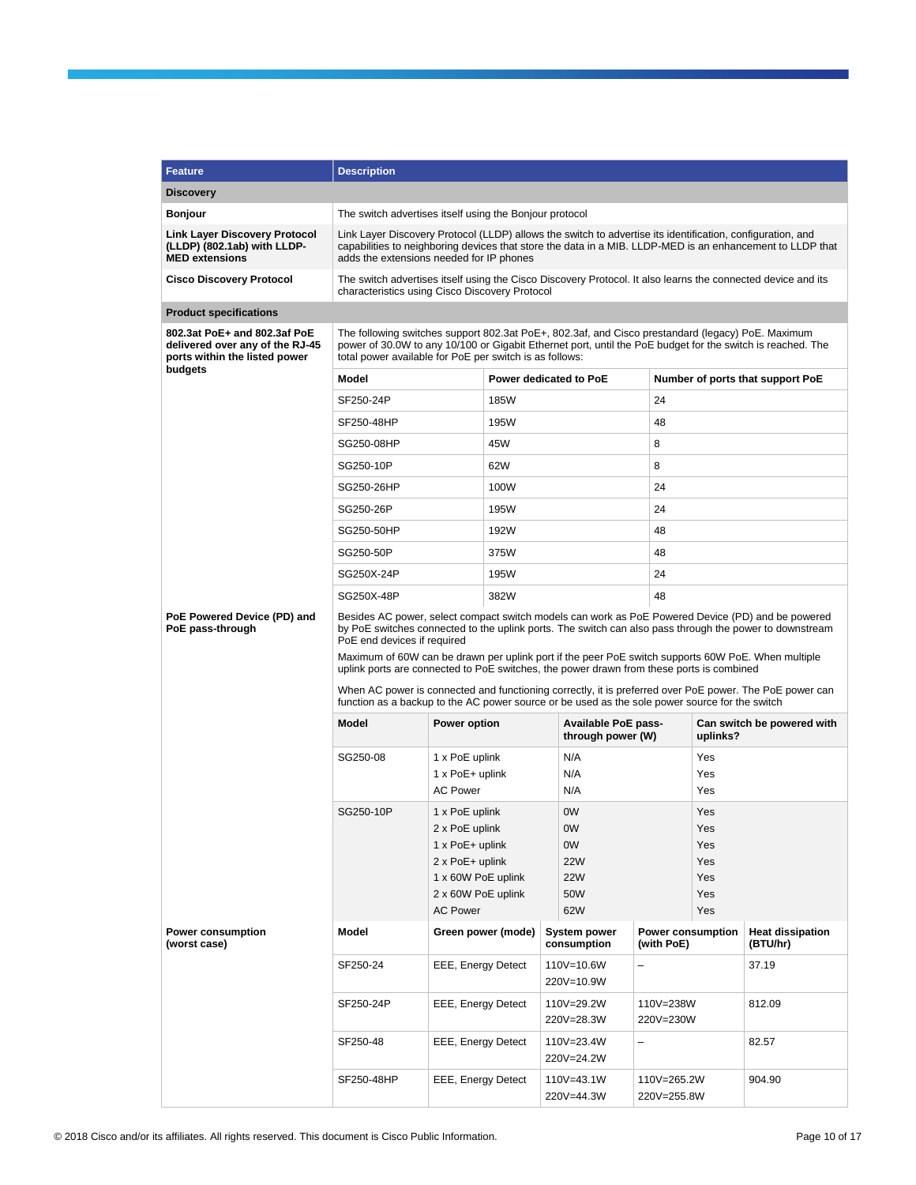| Feature | Description |
| --- | --- |
| **Discovery** | |
| **Bonjour** | The switch advertises itself using the Bonjour protocol |
| **Link Layer Discovery Protocol (LLDP) (802.1ab) with LLDP-MED extensions** | Link Layer Discovery Protocol (LLDP) allows the switch to advertise its identification, configuration, and capabilities to neighboring devices that store the data in a MIB. LLDP-MED is an enhancement to LLDP that adds the extensions needed for IP phones |
| **Cisco Discovery Protocol** | The switch advertises itself using the Cisco Discovery Protocol. It also learns the connected device and its characteristics using Cisco Discovery Protocol |
| **Product specifications** | |
| **802.3at PoE+ and 802.3af PoE delivered over any of the RJ-45 ports within the listed power budgets** | The following switches support 802.3at PoE+, 802.3af, and Cisco prestandard (legacy) PoE. Maximum power of 30.0W to any 10/100 or Gigabit Ethernet port, until the PoE budget for the switch is reached. The total power available for PoE per switch is as follows: |

| Model | Power dedicated to PoE | Number of ports that support PoE |
| --- | --- | --- |
| SF250-24P | 185W | 24 |
| SF250-48HP | 195W | 48 |
| SG250-08HP | 45W | 8 |
| SG250-10P | 62W | 8 |
| SG250-26HP | 100W | 24 |
| SG250-26P | 195W | 24 |
| SG250-50HP | 192W | 48 |
| SG250-50P | 375W | 48 |
| SG250X-24P | 195W | 24 |
| SG250X-48P | 382W | 48 |

**PoE Powered Device (PD) and PoE pass-through**

Besides AC power, select compact switch models can work as PoE Powered Device (PD) and be powered by PoE switches connected to the uplink ports. The switch can also pass through the power to downstream PoE end devices if required

Maximum of 60W can be drawn per uplink port if the peer PoE switch supports 60W PoE. When multiple uplink ports are connected to PoE switches, the power drawn from these ports is combined

When AC power is connected and functioning correctly, it is preferred over PoE power. The PoE power can function as a backup to the AC power source or be used as the sole power source for the switch

| Model | Power option | Available PoE pass-through power (W) | Can switch be powered with uplinks? |
| --- | --- | --- | --- |
| SG250-08 | 1 x PoE uplink | N/A | Yes |
| | 1 x PoE+ uplink | N/A | Yes |
| | AC Power | N/A | Yes |
| SG250-10P | 1 x PoE uplink | 0W | Yes |
| | 2 x PoE uplink | 0W | Yes |
| | 1 x PoE+ uplink | 0W | Yes |
| | 2 x PoE+ uplink | 22W | Yes |
| | 1 x 60W PoE uplink | 22W | Yes |
| | 2 x 60W PoE uplink | 50W | Yes |
| | AC Power | 62W | Yes |

**Power consumption (worst case)**

| Model | Green power (mode) | System power consumption | Power consumption (with PoE) | Heat dissipation (BTU/hr) |
| --- | --- | --- | --- | --- |
| SF250-24 | EEE, Energy Detect | 110V=10.6W<br>220V=10.9W | – | 37.19 |
| SF250-24P | EEE, Energy Detect | 110V=29.2W<br>220V=28.3W | 110V=238W<br>220V=230W | 812.09 |
| SF250-48 | EEE, Energy Detect | 110V=23.4W<br>220V=24.2W | – | 82.57 |
| SF250-48HP | EEE, Energy Detect | 110V=43.1W<br>220V=44.3W | 110V=265.2W<br>220V=255.8W | 904.90 |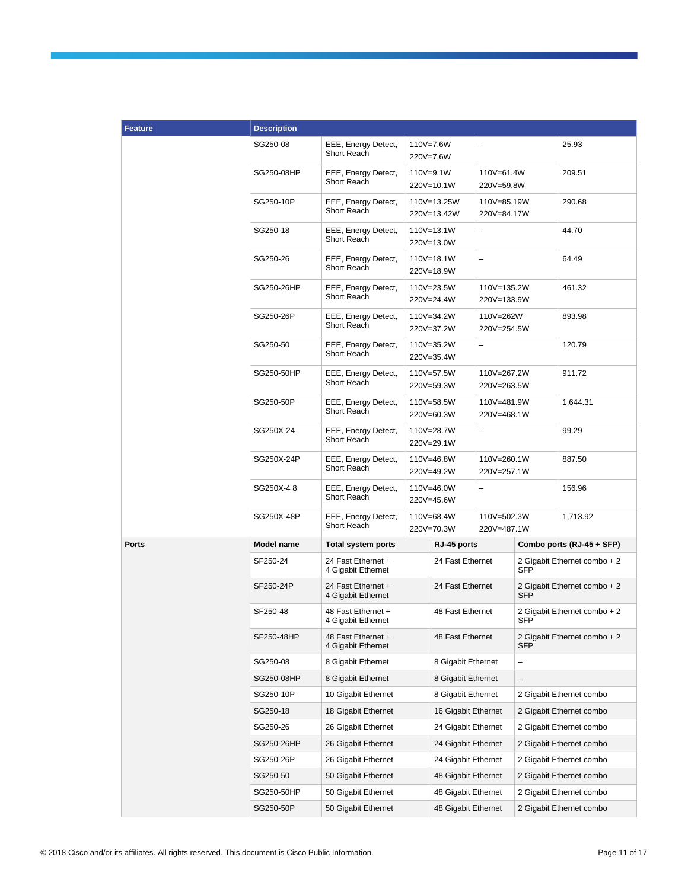| Feature | Description | | | | |
| --- | --- | --- | --- | --- | --- |
| | SG250-08 | EEE, Energy Detect, Short Reach | 110V=7.6W<br>220V=7.6W | – | 25.93 |
| | SG250-08HP | EEE, Energy Detect, Short Reach | 110V=9.1W<br>220V=10.1W | 110V=61.4W<br>220V=59.8W | 209.51 |
| | SG250-10P | EEE, Energy Detect, Short Reach | 110V=13.25W<br>220V=13.42W | 110V=85.19W<br>220V=84.17W | 290.68 |
| | SG250-18 | EEE, Energy Detect, Short Reach | 110V=13.1W<br>220V=13.0W | – | 44.70 |
| | SG250-26 | EEE, Energy Detect, Short Reach | 110V=18.1W<br>220V=18.9W | – | 64.49 |
| | SG250-26HP | EEE, Energy Detect, Short Reach | 110V=23.5W<br>220V=24.4W | 110V=135.2W<br>220V=133.9W | 461.32 |
| | SG250-26P | EEE, Energy Detect, Short Reach | 110V=34.2W<br>220V=37.2W | 110V=262W<br>220V=254.5W | 893.98 |
| | SG250-50 | EEE, Energy Detect, Short Reach | 110V=35.2W<br>220V=35.4W | – | 120.79 |
| | SG250-50HP | EEE, Energy Detect, Short Reach | 110V=57.5W<br>220V=59.3W | 110V=267.2W<br>220V=263.5W | 911.72 |
| | SG250-50P | EEE, Energy Detect, Short Reach | 110V=58.5W<br>220V=60.3W | 110V=481.9W<br>220V=468.1W | 1,644.31 |
| | SG250X-24 | EEE, Energy Detect, Short Reach | 110V=28.7W<br>220V=29.1W | – | 99.29 |
| | SG250X-24P | EEE, Energy Detect, Short Reach | 110V=46.8W<br>220V=49.2W | 110V=260.1W<br>220V=257.1W | 887.50 |
| | SG250X-4 8 | EEE, Energy Detect, Short Reach | 110V=46.0W<br>220V=45.6W | – | 156.96 |
| | SG250X-48P | EEE, Energy Detect, Short Reach | 110V=68.4W<br>220V=70.3W | 110V=502.3W<br>220V=487.1W | 1,713.92 |

| Feature | Model name | Total system ports | RJ-45 ports | Combo ports (RJ-45 + SFP) |
| --- | --- | --- | --- | --- |
| **Ports** | SF250-24 | 24 Fast Ethernet + 4 Gigabit Ethernet | 24 Fast Ethernet | 2 Gigabit Ethernet combo + 2 SFP |
| | SF250-24P | 24 Fast Ethernet + 4 Gigabit Ethernet | 24 Fast Ethernet | 2 Gigabit Ethernet combo + 2 SFP |
| | SF250-48 | 48 Fast Ethernet + 4 Gigabit Ethernet | 48 Fast Ethernet | 2 Gigabit Ethernet combo + 2 SFP |
| | SF250-48HP | 48 Fast Ethernet + 4 Gigabit Ethernet | 48 Fast Ethernet | 2 Gigabit Ethernet combo + 2 SFP |
| | SG250-08 | 8 Gigabit Ethernet | 8 Gigabit Ethernet | – |
| | SG250-08HP | 8 Gigabit Ethernet | 8 Gigabit Ethernet | – |
| | SG250-10P | 10 Gigabit Ethernet | 8 Gigabit Ethernet | 2 Gigabit Ethernet combo |
| | SG250-18 | 18 Gigabit Ethernet | 16 Gigabit Ethernet | 2 Gigabit Ethernet combo |
| | SG250-26 | 26 Gigabit Ethernet | 24 Gigabit Ethernet | 2 Gigabit Ethernet combo |
| | SG250-26HP | 26 Gigabit Ethernet | 24 Gigabit Ethernet | 2 Gigabit Ethernet combo |
| | SG250-26P | 26 Gigabit Ethernet | 24 Gigabit Ethernet | 2 Gigabit Ethernet combo |
| | SG250-50 | 50 Gigabit Ethernet | 48 Gigabit Ethernet | 2 Gigabit Ethernet combo |
| | SG250-50HP | 50 Gigabit Ethernet | 48 Gigabit Ethernet | 2 Gigabit Ethernet combo |
| | SG250-50P | 50 Gigabit Ethernet | 48 Gigabit Ethernet | 2 Gigabit Ethernet combo |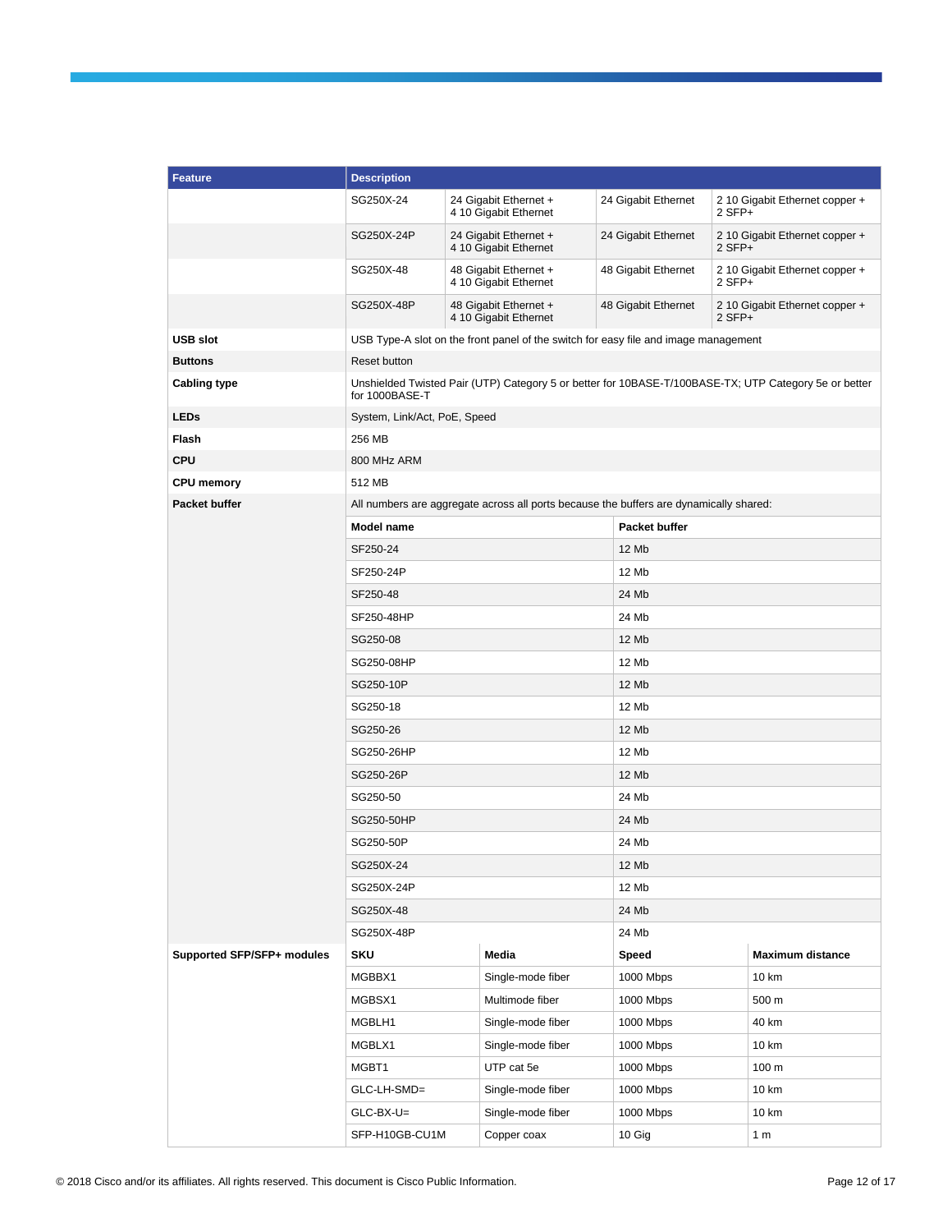| Feature | Description | | | |
|---|---|---|---|---|
| | SG250X-24 | 24 Gigabit Ethernet + 4 10 Gigabit Ethernet | 24 Gigabit Ethernet | 2 10 Gigabit Ethernet copper + 2 SFP+ |
| | SG250X-24P | 24 Gigabit Ethernet + 4 10 Gigabit Ethernet | 24 Gigabit Ethernet | 2 10 Gigabit Ethernet copper + 2 SFP+ |
| | SG250X-48 | 48 Gigabit Ethernet + 4 10 Gigabit Ethernet | 48 Gigabit Ethernet | 2 10 Gigabit Ethernet copper + 2 SFP+ |
| | SG250X-48P | 48 Gigabit Ethernet + 4 10 Gigabit Ethernet | 48 Gigabit Ethernet | 2 10 Gigabit Ethernet copper + 2 SFP+ |
| **USB slot** | USB Type-A slot on the front panel of the switch for easy file and image management | | | |
| **Buttons** | Reset button | | | |
| **Cabling type** | Unshielded Twisted Pair (UTP) Category 5 or better for 10BASE-T/100BASE-TX; UTP Category 5e or better for 1000BASE-T | | | |
| **LEDs** | System, Link/Act, PoE, Speed | | | |
| **Flash** | 256 MB | | | |
| **CPU** | 800 MHz ARM | | | |
| **CPU memory** | 512 MB | | | |
| **Packet buffer** | All numbers are aggregate across all ports because the buffers are dynamically shared: | | | |
| | **Model name** | | **Packet buffer** | |
| | SF250-24 | | 12 Mb | |
| | SF250-24P | | 12 Mb | |
| | SF250-48 | | 24 Mb | |
| | SF250-48HP | | 24 Mb | |
| | SG250-08 | | 12 Mb | |
| | SG250-08HP | | 12 Mb | |
| | SG250-10P | | 12 Mb | |
| | SG250-18 | | 12 Mb | |
| | SG250-26 | | 12 Mb | |
| | SG250-26HP | | 12 Mb | |
| | SG250-26P | | 12 Mb | |
| | SG250-50 | | 24 Mb | |
| | SG250-50HP | | 24 Mb | |
| | SG250-50P | | 24 Mb | |
| | SG250X-24 | | 12 Mb | |
| | SG250X-24P | | 12 Mb | |
| | SG250X-48 | | 24 Mb | |
| | SG250X-48P | | 24 Mb | |
| **Supported SFP/SFP+ modules** | **SKU** | **Media** | **Speed** | **Maximum distance** |
| | MGBBX1 | Single-mode fiber | 1000 Mbps | 10 km |
| | MGBSX1 | Multimode fiber | 1000 Mbps | 500 m |
| | MGBLH1 | Single-mode fiber | 1000 Mbps | 40 km |
| | MGBLX1 | Single-mode fiber | 1000 Mbps | 10 km |
| | MGBT1 | UTP cat 5e | 1000 Mbps | 100 m |
| | GLC-LH-SMD= | Single-mode fiber | 1000 Mbps | 10 km |
| | GLC-BX-U= | Single-mode fiber | 1000 Mbps | 10 km |
| | SFP-H10GB-CU1M | Copper coax | 10 Gig | 1 m |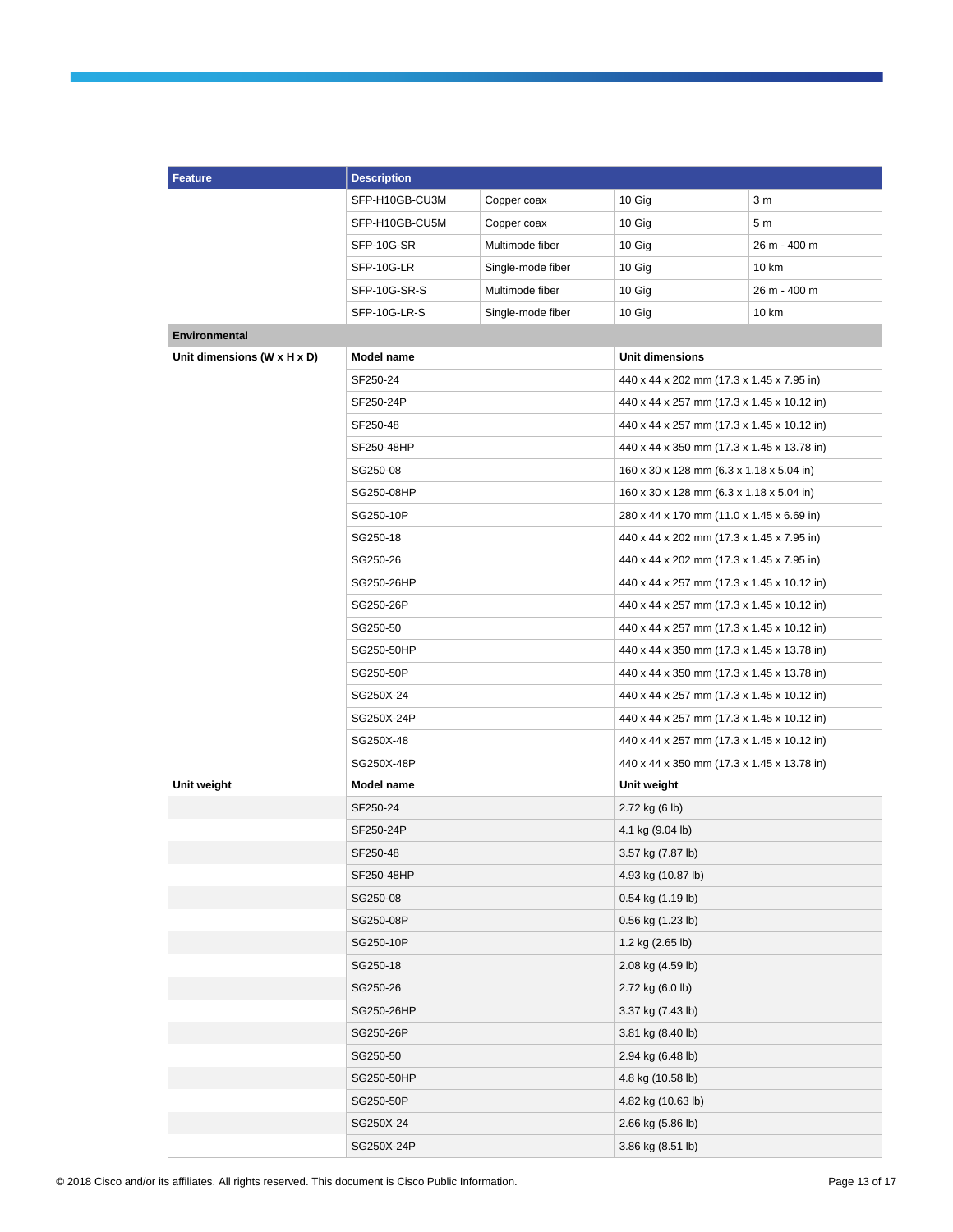| Feature | Description | | | |
|---|---|---|---|---|
| | SFP-H10GB-CU3M | Copper coax | 10 Gig | 3 m |
| | SFP-H10GB-CU5M | Copper coax | 10 Gig | 5 m |
| | SFP-10G-SR | Multimode fiber | 10 Gig | 26 m - 400 m |
| | SFP-10G-LR | Single-mode fiber | 10 Gig | 10 km |
| | SFP-10G-SR-S | Multimode fiber | 10 Gig | 26 m - 400 m |
| | SFP-10G-LR-S | Single-mode fiber | 10 Gig | 10 km |
| **Environmental** | | | | |
| **Unit dimensions (W x H x D)** | **Model name** | | **Unit dimensions** | |
| | SF250-24 | | 440 x 44 x 202 mm (17.3 x 1.45 x 7.95 in) | |
| | SF250-24P | | 440 x 44 x 257 mm (17.3 x 1.45 x 10.12 in) | |
| | SF250-48 | | 440 x 44 x 257 mm (17.3 x 1.45 x 10.12 in) | |
| | SF250-48HP | | 440 x 44 x 350 mm (17.3 x 1.45 x 13.78 in) | |
| | SG250-08 | | 160 x 30 x 128 mm (6.3 x 1.18 x 5.04 in) | |
| | SG250-08HP | | 160 x 30 x 128 mm (6.3 x 1.18 x 5.04 in) | |
| | SG250-10P | | 280 x 44 x 170 mm (11.0 x 1.45 x 6.69 in) | |
| | SG250-18 | | 440 x 44 x 202 mm (17.3 x 1.45 x 7.95 in) | |
| | SG250-26 | | 440 x 44 x 202 mm (17.3 x 1.45 x 7.95 in) | |
| | SG250-26HP | | 440 x 44 x 257 mm (17.3 x 1.45 x 10.12 in) | |
| | SG250-26P | | 440 x 44 x 257 mm (17.3 x 1.45 x 10.12 in) | |
| | SG250-50 | | 440 x 44 x 257 mm (17.3 x 1.45 x 10.12 in) | |
| | SG250-50HP | | 440 x 44 x 350 mm (17.3 x 1.45 x 13.78 in) | |
| | SG250-50P | | 440 x 44 x 350 mm (17.3 x 1.45 x 13.78 in) | |
| | SG250X-24 | | 440 x 44 x 257 mm (17.3 x 1.45 x 10.12 in) | |
| | SG250X-24P | | 440 x 44 x 257 mm (17.3 x 1.45 x 10.12 in) | |
| | SG250X-48 | | 440 x 44 x 257 mm (17.3 x 1.45 x 10.12 in) | |
| | SG250X-48P | | 440 x 44 x 350 mm (17.3 x 1.45 x 13.78 in) | |
| **Unit weight** | **Model name** | | **Unit weight** | |
| | SF250-24 | | 2.72 kg (6 lb) | |
| | SF250-24P | | 4.1 kg (9.04 lb) | |
| | SF250-48 | | 3.57 kg (7.87 lb) | |
| | SF250-48HP | | 4.93 kg (10.87 lb) | |
| | SG250-08 | | 0.54 kg (1.19 lb) | |
| | SG250-08P | | 0.56 kg (1.23 lb) | |
| | SG250-10P | | 1.2 kg (2.65 lb) | |
| | SG250-18 | | 2.08 kg (4.59 lb) | |
| | SG250-26 | | 2.72 kg (6.0 lb) | |
| | SG250-26HP | | 3.37 kg (7.43 lb) | |
| | SG250-26P | | 3.81 kg (8.40 lb) | |
| | SG250-50 | | 2.94 kg (6.48 lb) | |
| | SG250-50HP | | 4.8 kg (10.58 lb) | |
| | SG250-50P | | 4.82 kg (10.63 lb) | |
| | SG250X-24 | | 2.66 kg (5.86 lb) | |
| | SG250X-24P | | 3.86 kg (8.51 lb) | |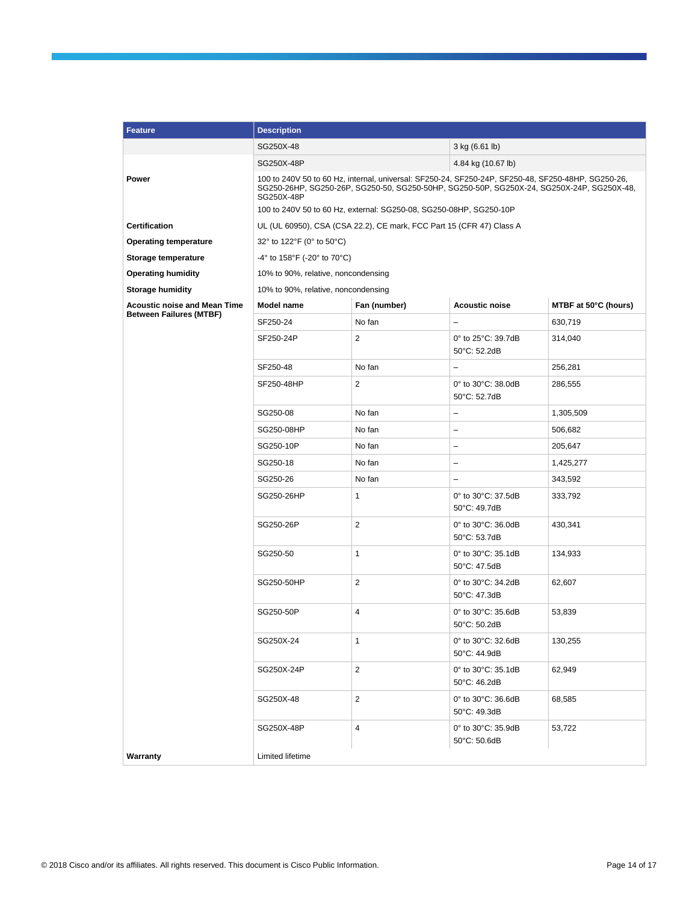| Feature | Description | | | |
| --- | --- | --- | --- | --- |
| | SG250X-48 | | 3 kg (6.61 lb) | |
| | SG250X-48P | | 4.84 kg (10.67 lb) | |
| **Power** | 100 to 240V 50 to 60 Hz, internal, universal: SF250-24, SF250-24P, SF250-48, SF250-48HP, SG250-26, SG250-26HP, SG250-26P, SG250-50, SG250-50HP, SG250-50P, SG250X-24, SG250X-24P, SG250X-48, SG250X-48P<br>100 to 240V 50 to 60 Hz, external: SG250-08, SG250-08HP, SG250-10P | | | |
| **Certification** | UL (UL 60950), CSA (CSA 22.2), CE mark, FCC Part 15 (CFR 47) Class A | | | |
| **Operating temperature** | 32° to 122°F (0° to 50°C) | | | |
| **Storage temperature** | -4° to 158°F (-20° to 70°C) | | | |
| **Operating humidity** | 10% to 90%, relative, noncondensing | | | |
| **Storage humidity** | 10% to 90%, relative, noncondensing | | | |
| **Acoustic noise and Mean Time Between Failures (MTBF)** | **Model name** | **Fan (number)** | **Acoustic noise** | **MTBF at 50°C (hours)** |
| | SF250-24 | No fan | – | 630,719 |
| | SF250-24P | 2 | 0° to 25°C: 39.7dB<br>50°C: 52.2dB | 314,040 |
| | SF250-48 | No fan | – | 256,281 |
| | SF250-48HP | 2 | 0° to 30°C: 38.0dB<br>50°C: 52.7dB | 286,555 |
| | SG250-08 | No fan | – | 1,305,509 |
| | SG250-08HP | No fan | – | 506,682 |
| | SG250-10P | No fan | – | 205,647 |
| | SG250-18 | No fan | – | 1,425,277 |
| | SG250-26 | No fan | – | 343,592 |
| | SG250-26HP | 1 | 0° to 30°C: 37.5dB<br>50°C: 49.7dB | 333,792 |
| | SG250-26P | 2 | 0° to 30°C: 36.0dB<br>50°C: 53.7dB | 430,341 |
| | SG250-50 | 1 | 0° to 30°C: 35.1dB<br>50°C: 47.5dB | 134,933 |
| | SG250-50HP | 2 | 0° to 30°C: 34.2dB<br>50°C: 47.3dB | 62,607 |
| | SG250-50P | 4 | 0° to 30°C: 35.6dB<br>50°C: 50.2dB | 53,839 |
| | SG250X-24 | 1 | 0° to 30°C: 32.6dB<br>50°C: 44.9dB | 130,255 |
| | SG250X-24P | 2 | 0° to 30°C: 35.1dB<br>50°C: 46.2dB | 62,949 |
| | SG250X-48 | 2 | 0° to 30°C: 36.6dB<br>50°C: 49.3dB | 68,585 |
| | SG250X-48P | 4 | 0° to 30°C: 35.9dB<br>50°C: 50.6dB | 53,722 |
| **Warranty** | Limited lifetime | | | |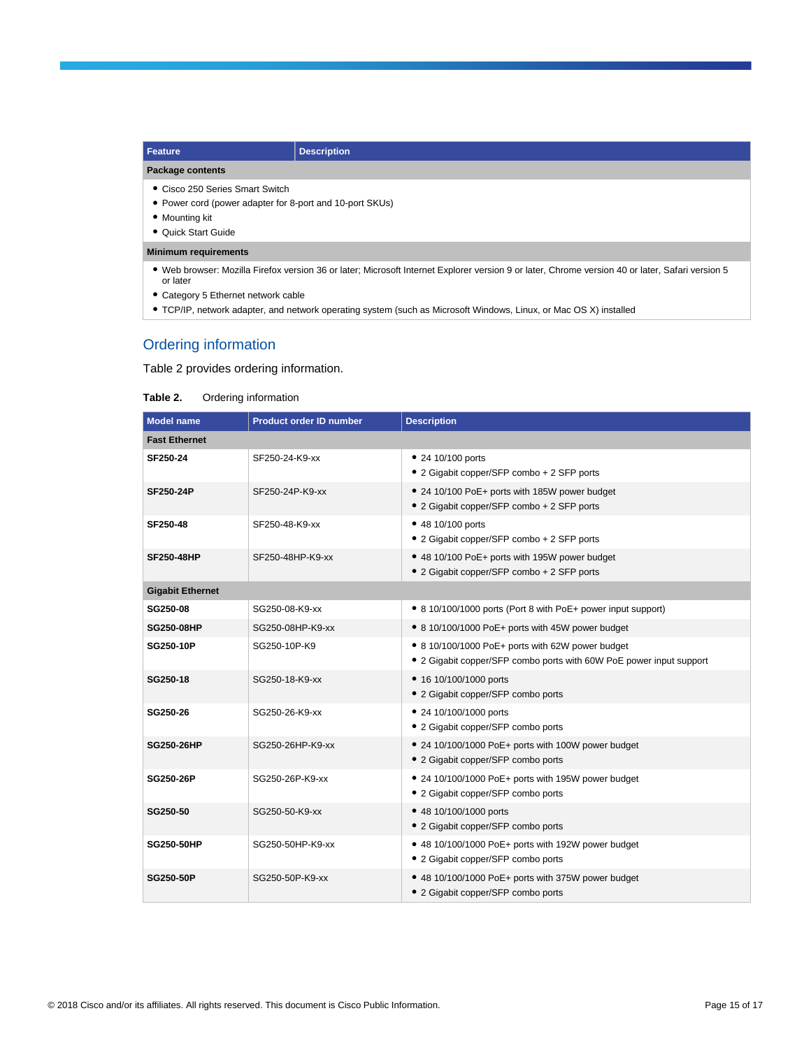| Feature | Description |
| --- | --- |
| **Package contents** | |
| • Cisco 250 Series Smart Switch<br>• Power cord (power adapter for 8-port and 10-port SKUs)<br>• Mounting kit<br>• Quick Start Guide | |
| **Minimum requirements** | |
| • Web browser: Mozilla Firefox version 36 or later; Microsoft Internet Explorer version 9 or later, Chrome version 40 or later, Safari version 5 or later<br>• Category 5 Ethernet network cable<br>• TCP/IP, network adapter, and network operating system (such as Microsoft Windows, Linux, or Mac OS X) installed | |

## Ordering information

Table 2 provides ordering information.

**Table 2.** Ordering information

| Model name | Product order ID number | Description |
| --- | --- | --- |
| **Fast Ethernet** | | |
| **SF250-24** | SF250-24-K9-xx | • 24 10/100 ports<br>• 2 Gigabit copper/SFP combo + 2 SFP ports |
| **SF250-24P** | SF250-24P-K9-xx | • 24 10/100 PoE+ ports with 185W power budget<br>• 2 Gigabit copper/SFP combo + 2 SFP ports |
| **SF250-48** | SF250-48-K9-xx | • 48 10/100 ports<br>• 2 Gigabit copper/SFP combo + 2 SFP ports |
| **SF250-48HP** | SF250-48HP-K9-xx | • 48 10/100 PoE+ ports with 195W power budget<br>• 2 Gigabit copper/SFP combo + 2 SFP ports |
| **Gigabit Ethernet** | | |
| **SG250-08** | SG250-08-K9-xx | • 8 10/100/1000 ports (Port 8 with PoE+ power input support) |
| **SG250-08HP** | SG250-08HP-K9-xx | • 8 10/100/1000 PoE+ ports with 45W power budget |
| **SG250-10P** | SG250-10P-K9 | • 8 10/100/1000 PoE+ ports with 62W power budget<br>• 2 Gigabit copper/SFP combo ports with 60W PoE power input support |
| **SG250-18** | SG250-18-K9-xx | • 16 10/100/1000 ports<br>• 2 Gigabit copper/SFP combo ports |
| **SG250-26** | SG250-26-K9-xx | • 24 10/100/1000 ports<br>• 2 Gigabit copper/SFP combo ports |
| **SG250-26HP** | SG250-26HP-K9-xx | • 24 10/100/1000 PoE+ ports with 100W power budget<br>• 2 Gigabit copper/SFP combo ports |
| **SG250-26P** | SG250-26P-K9-xx | • 24 10/100/1000 PoE+ ports with 195W power budget<br>• 2 Gigabit copper/SFP combo ports |
| **SG250-50** | SG250-50-K9-xx | • 48 10/100/1000 ports<br>• 2 Gigabit copper/SFP combo ports |
| **SG250-50HP** | SG250-50HP-K9-xx | • 48 10/100/1000 PoE+ ports with 192W power budget<br>• 2 Gigabit copper/SFP combo ports |
| **SG250-50P** | SG250-50P-K9-xx | • 48 10/100/1000 PoE+ ports with 375W power budget<br>• 2 Gigabit copper/SFP combo ports |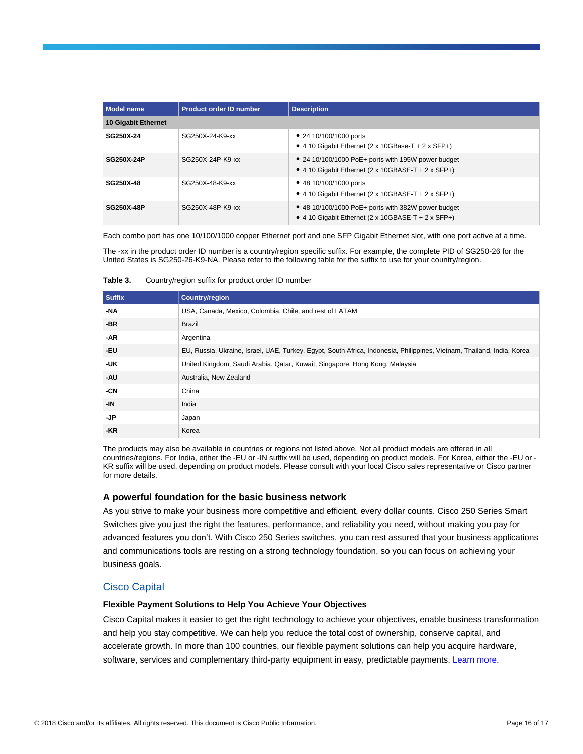| Model name | Product order ID number | Description |
| --- | --- | --- |
| **10 Gigabit Ethernet** | | |
| **SG250X-24** | SG250X-24-K9-xx | • 24 10/100/1000 ports<br>• 4 10 Gigabit Ethernet (2 x 10GBase-T + 2 x SFP+) |
| **SG250X-24P** | SG250X-24P-K9-xx | • 24 10/100/1000 PoE+ ports with 195W power budget<br>• 4 10 Gigabit Ethernet (2 x 10GBASE-T + 2 x SFP+) |
| **SG250X-48** | SG250X-48-K9-xx | • 48 10/100/1000 ports<br>• 4 10 Gigabit Ethernet (2 x 10GBASE-T + 2 x SFP+) |
| **SG250X-48P** | SG250X-48P-K9-xx | • 48 10/100/1000 PoE+ ports with 382W power budget<br>• 4 10 Gigabit Ethernet (2 x 10GBASE-T + 2 x SFP+) |

Each combo port has one 10/100/1000 copper Ethernet port and one SFP Gigabit Ethernet slot, with one port active at a time.

The -xx in the product order ID number is a country/region specific suffix. For example, the complete PID of SG250-26 for the United States is SG250-26-K9-NA. Please refer to the following table for the suffix to use for your country/region.

**Table 3.** Country/region suffix for product order ID number

| Suffix | Country/region |
| --- | --- |
| **-NA** | USA, Canada, Mexico, Colombia, Chile, and rest of LATAM |
| **-BR** | Brazil |
| **-AR** | Argentina |
| **-EU** | EU, Russia, Ukraine, Israel, UAE, Turkey, Egypt, South Africa, Indonesia, Philippines, Vietnam, Thailand, India, Korea |
| **-UK** | United Kingdom, Saudi Arabia, Qatar, Kuwait, Singapore, Hong Kong, Malaysia |
| **-AU** | Australia, New Zealand |
| **-CN** | China |
| **-IN** | India |
| **-JP** | Japan |
| **-KR** | Korea |

The products may also be available in countries or regions not listed above. Not all product models are offered in all countries/regions. For India, either the -EU or -IN suffix will be used, depending on product models. For Korea, either the -EU or -KR suffix will be used, depending on product models. Please consult with your local Cisco sales representative or Cisco partner for more details.

### A powerful foundation for the basic business network

As you strive to make your business more competitive and efficient, every dollar counts. Cisco 250 Series Smart Switches give you just the right the features, performance, and reliability you need, without making you pay for advanced features you don't. With Cisco 250 Series switches, you can rest assured that your business applications and communications tools are resting on a strong technology foundation, so you can focus on achieving your business goals.

## Cisco Capital

### Flexible Payment Solutions to Help You Achieve Your Objectives

Cisco Capital makes it easier to get the right technology to achieve your objectives, enable business transformation and help you stay competitive. We can help you reduce the total cost of ownership, conserve capital, and accelerate growth. In more than 100 countries, our flexible payment solutions can help you acquire hardware, software, services and complementary third-party equipment in easy, predictable payments. Learn more.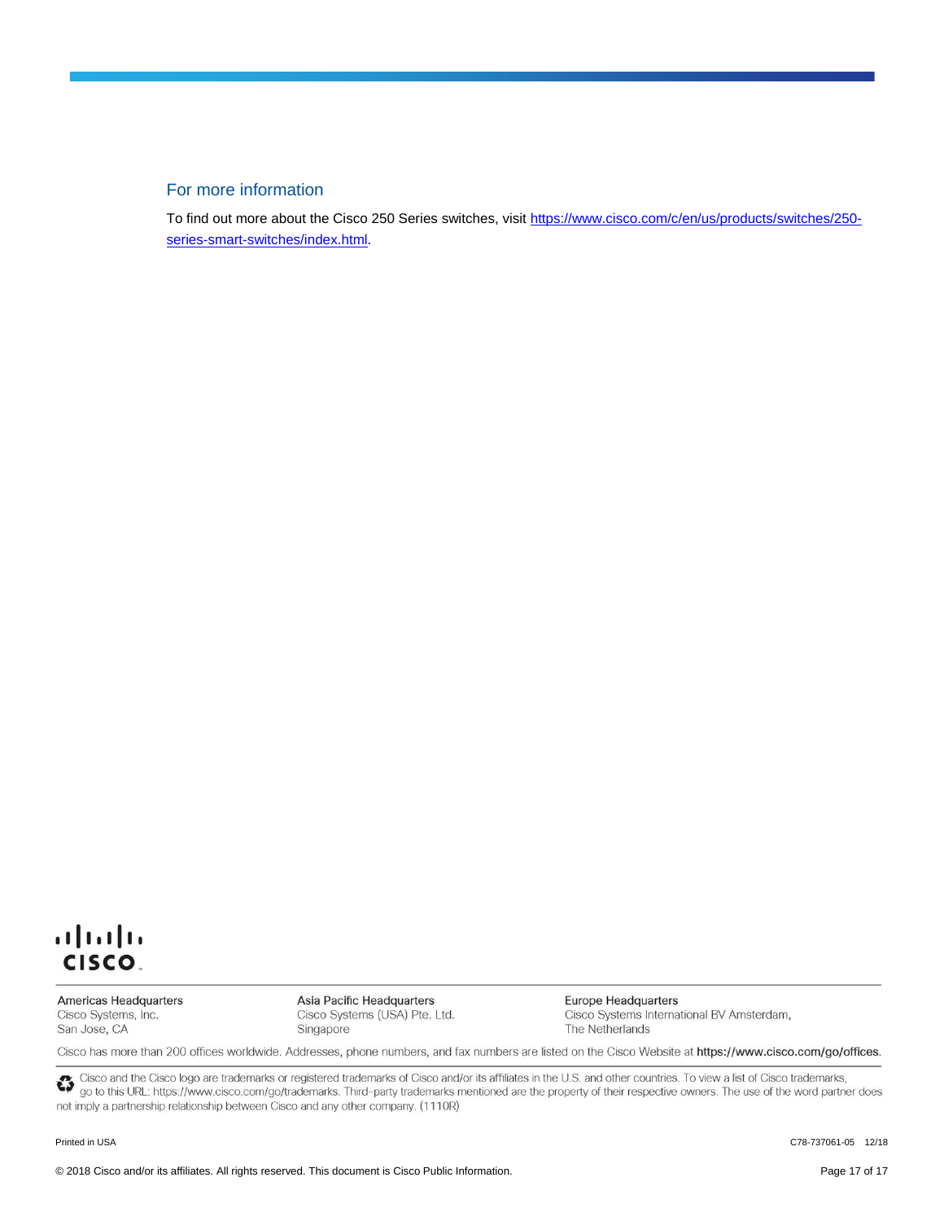## For more information

To find out more about the Cisco 250 Series switches, visit [https://www.cisco.com/c/en/us/products/switches/250-series-smart-switches/index.html](https://www.cisco.com/c/en/us/products/switches/250-series-smart-switches/index.html).

Americas Headquarters
Cisco Systems, Inc.
San Jose, CA

Asia Pacific Headquarters
Cisco Systems (USA) Pte. Ltd.
Singapore

Europe Headquarters
Cisco Systems International BV Amsterdam,
The Netherlands

Cisco has more than 200 offices worldwide. Addresses, phone numbers, and fax numbers are listed on the Cisco Website at **https://www.cisco.com/go/offices**.

Cisco and the Cisco logo are trademarks or registered trademarks of Cisco and/or its affiliates in the U.S. and other countries. To view a list of Cisco trademarks, go to this URL: https://www.cisco.com/go/trademarks. Third-party trademarks mentioned are the property of their respective owners. The use of the word partner does not imply a partnership relationship between Cisco and any other company. (1110R)

Printed in USA

C78-737061-05 12/18